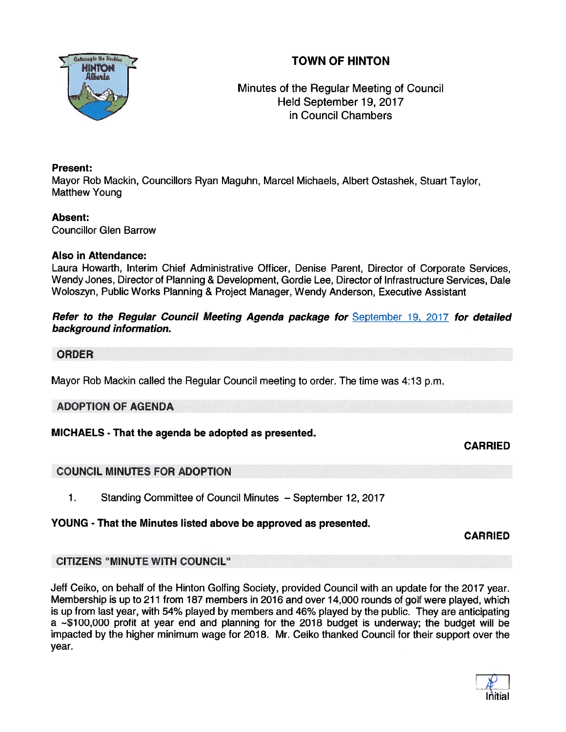# TOWN OF HINTON

Minutes of the Regular Meeting of Council
Held September 19, 2017
in Council Chambers

**Present:**
Mayor Rob Mackin, Councillors Ryan Maguhn, Marcel Michaels, Albert Ostashek, Stuart Taylor, Matthew Young

**Absent:**
Councillor Glen Barrow

**Also in Attendance:**
Laura Howarth, Interim Chief Administrative Officer, Denise Parent, Director of Corporate Services, Wendy Jones, Director of Planning & Development, Gordie Lee, Director of Infrastructure Services, Dale Woloszyn, Public Works Planning & Project Manager, Wendy Anderson, Executive Assistant

***Refer to the Regular Council Meeting Agenda package for* September 19, 2017 *for detailed background information.***

## ORDER

Mayor Rob Mackin called the Regular Council meeting to order. The time was 4:13 p.m.

## ADOPTION OF AGENDA

**MICHAELS - That the agenda be adopted as presented.**

**CARRIED**

## COUNCIL MINUTES FOR ADOPTION

1. Standing Committee of Council Minutes – September 12, 2017

**YOUNG - That the Minutes listed above be approved as presented.**

**CARRIED**

## CITIZENS "MINUTE WITH COUNCIL"

Jeff Ceiko, on behalf of the Hinton Golfing Society, provided Council with an update for the 2017 year. Membership is up to 211 from 187 members in 2016 and over 14,000 rounds of golf were played, which is up from last year, with 54% played by members and 46% played by the public. They are anticipating a ~$100,000 profit at year end and planning for the 2018 budget is underway; the budget will be impacted by the higher minimum wage for 2018. Mr. Ceiko thanked Council for their support over the year.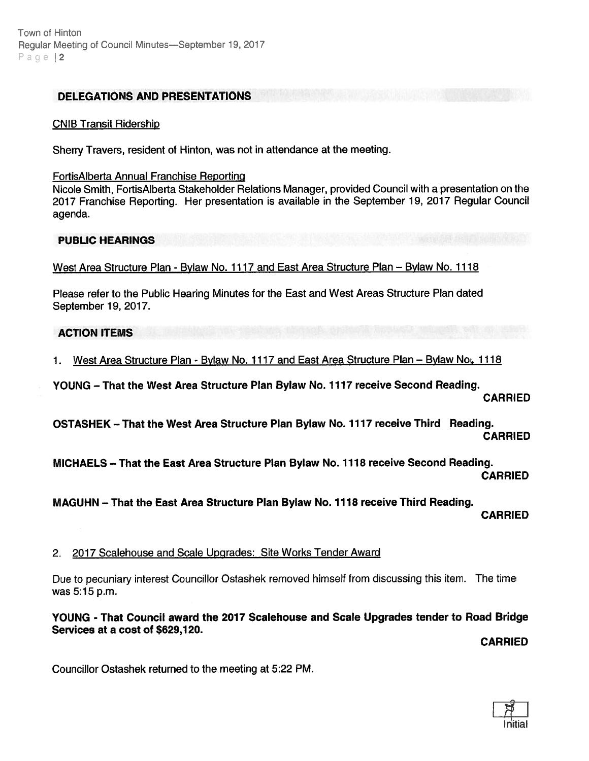## DELEGATIONS AND PRESENTATIONS

CNIB Transit Ridership

Sherry Travers, resident of Hinton, was not in attendance at the meeting.

FortisAlberta Annual Franchise Reporting

Nicole Smith, FortisAlberta Stakeholder Relations Manager, provided Council with a presentation on the 2017 Franchise Reporting. Her presentation is available in the September 19, 2017 Regular Council agenda.

## PUBLIC HEARINGS

West Area Structure Plan - Bylaw No. 1117 and East Area Structure Plan – Bylaw No. 1118

Please refer to the Public Hearing Minutes for the East and West Areas Structure Plan dated September 19, 2017.

## ACTION ITEMS

1. West Area Structure Plan - Bylaw No. 1117 and East Area Structure Plan – Bylaw No. 1118

**YOUNG – That the West Area Structure Plan Bylaw No. 1117 receive Second Reading.**

**CARRIED**

**OSTASHEK – That the West Area Structure Plan Bylaw No. 1117 receive Third Reading.**

**CARRIED**

**MICHAELS – That the East Area Structure Plan Bylaw No. 1118 receive Second Reading.**

**CARRIED**

**MAGUHN – That the East Area Structure Plan Bylaw No. 1118 receive Third Reading.**

**CARRIED**

2. 2017 Scalehouse and Scale Upgrades: Site Works Tender Award

Due to pecuniary interest Councillor Ostashek removed himself from discussing this item. The time was 5:15 p.m.

**YOUNG - That Council award the 2017 Scalehouse and Scale Upgrades tender to Road Bridge Services at a cost of $629,120.**

**CARRIED**

Councillor Ostashek returned to the meeting at 5:22 PM.

Initial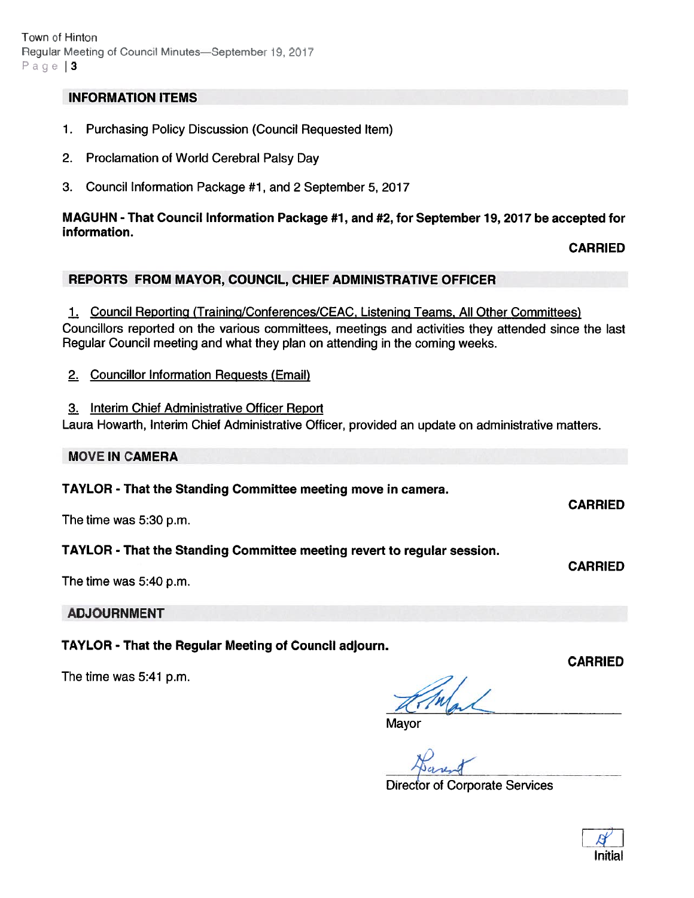## INFORMATION ITEMS

1. Purchasing Policy Discussion (Council Requested Item)

2. Proclamation of World Cerebral Palsy Day

3. Council Information Package #1, and 2 September 5, 2017

**MAGUHN - That Council Information Package #1, and #2, for September 19, 2017 be accepted for information.**

**CARRIED**

## REPORTS FROM MAYOR, COUNCIL, CHIEF ADMINISTRATIVE OFFICER

1. Council Reporting (Training/Conferences/CEAC, Listening Teams, All Other Committees)

Councillors reported on the various committees, meetings and activities they attended since the last Regular Council meeting and what they plan on attending in the coming weeks.

2. Councillor Information Requests (Email)

3. Interim Chief Administrative Officer Report

Laura Howarth, Interim Chief Administrative Officer, provided an update on administrative matters.

## MOVE IN CAMERA

**TAYLOR - That the Standing Committee meeting move in camera.**

**CARRIED**

The time was 5:30 p.m.

**TAYLOR - That the Standing Committee meeting revert to regular session.**

**CARRIED**

The time was 5:40 p.m.

## ADJOURNMENT

**TAYLOR - That the Regular Meeting of Council adjourn.**

**CARRIED**

The time was 5:41 p.m.

Mayor

Director of Corporate Services

Initial